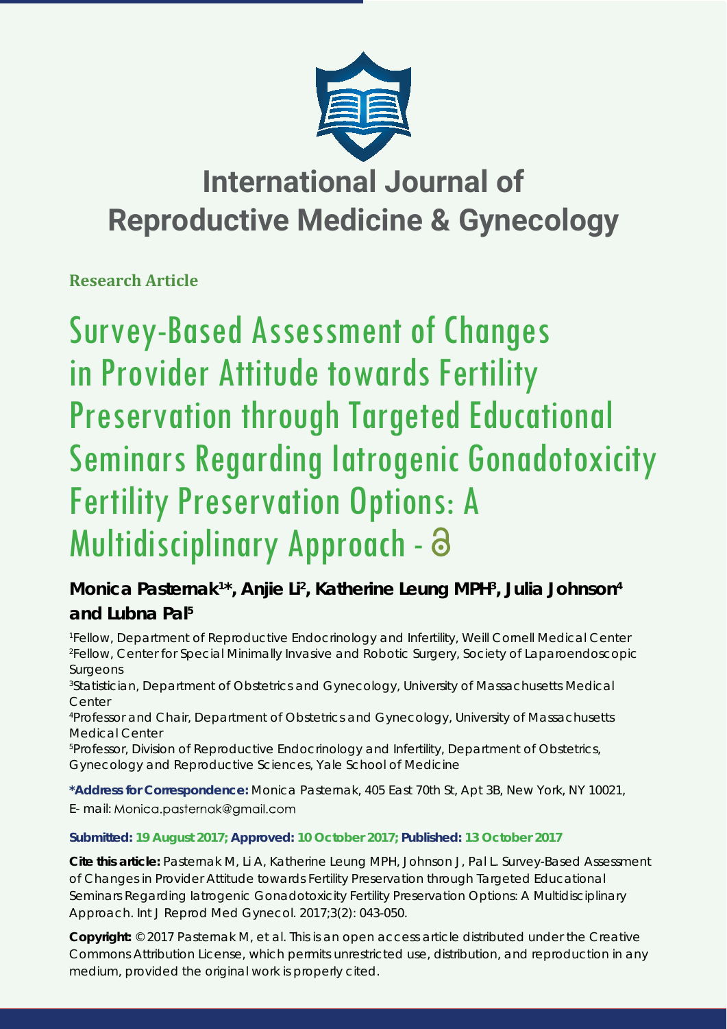# International Journal of Reproductive Medicine & Gynecology

**Research Article**

# Survey-Based Assessment of Changes in Provider Attitude towards Fertility Preservation through Targeted Educational Seminars Regarding Iatrogenic Gonadotoxicity Fertility Preservation Options: A Multidisciplinary Approach

**Monica Pasternak[1]*, Anjie Li[2], Katherine Leung MPH[3], Julia Johnson[4] and Lubna Pal[5]**

[1]Fellow, Department of Reproductive Endocrinology and Infertility, Weill Cornell Medical Center
[2]Fellow, Center for Special Minimally Invasive and Robotic Surgery, Society of Laparoendoscopic Surgeons
[3]Statistician, Department of Obstetrics and Gynecology, University of Massachusetts Medical Center
[4]Professor and Chair, Department of Obstetrics and Gynecology, University of Massachusetts Medical Center
[5]Professor, Division of Reproductive Endocrinology and Infertility, Department of Obstetrics, Gynecology and Reproductive Sciences, Yale School of Medicine

**\*Address for Correspondence:** Monica Pasternak, 405 East 70th St, Apt 3B, New York, NY 10021, E- mail: Monica.pasternak@gmail.com

**Submitted: 19 August 2017; Approved: 10 October 2017; Published: 13 October 2017**

**Cite this article:** Pasternak M, Li A, Katherine Leung MPH, Johnson J, Pal L. Survey-Based Assessment of Changes in Provider Attitude towards Fertility Preservation through Targeted Educational Seminars Regarding Iatrogenic Gonadotoxicity Fertility Preservation Options: A Multidisciplinary Approach. Int J Reprod Med Gynecol. 2017;3(2): 043-050.

**Copyright:** © 2017 Pasternak M, et al. This is an open access article distributed under the Creative Commons Attribution License, which permits unrestricted use, distribution, and reproduction in any medium, provided the original work is properly cited.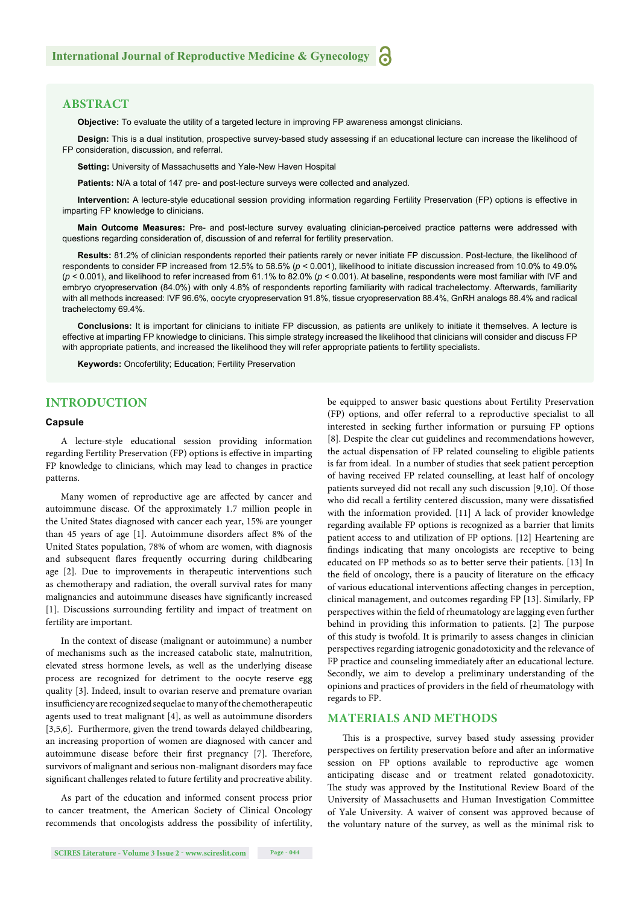## ABSTRACT

**Objective:** To evaluate the utility of a targeted lecture in improving FP awareness amongst clinicians.

**Design:** This is a dual institution, prospective survey-based study assessing if an educational lecture can increase the likelihood of FP consideration, discussion, and referral.

**Setting:** University of Massachusetts and Yale-New Haven Hospital

**Patients:** N/A a total of 147 pre- and post-lecture surveys were collected and analyzed.

**Intervention:** A lecture-style educational session providing information regarding Fertility Preservation (FP) options is effective in imparting FP knowledge to clinicians.

**Main Outcome Measures:** Pre- and post-lecture survey evaluating clinician-perceived practice patterns were addressed with questions regarding consideration of, discussion of and referral for fertility preservation.

**Results:** 81.2% of clinician respondents reported their patients rarely or never initiate FP discussion. Post-lecture, the likelihood of respondents to consider FP increased from 12.5% to 58.5% ($p < 0.001$), likelihood to initiate discussion increased from 10.0% to 49.0% ($p < 0.001$), and likelihood to refer increased from 61.1% to 82.0% ($p < 0.001$). At baseline, respondents were most familiar with IVF and embryo cryopreservation (84.0%) with only 4.8% of respondents reporting familiarity with radical trachelectomy. Afterwards, familiarity with all methods increased: IVF 96.6%, oocyte cryopreservation 91.8%, tissue cryopreservation 88.4%, GnRH analogs 88.4% and radical trachelectomy 69.4%.

**Conclusions:** It is important for clinicians to initiate FP discussion, as patients are unlikely to initiate it themselves. A lecture is effective at imparting FP knowledge to clinicians. This simple strategy increased the likelihood that clinicians will consider and discuss FP with appropriate patients, and increased the likelihood they will refer appropriate patients to fertility specialists.

**Keywords:** Oncofertility; Education; Fertility Preservation

## INTRODUCTION

### Capsule

A lecture-style educational session providing information regarding Fertility Preservation (FP) options is effective in imparting FP knowledge to clinicians, which may lead to changes in practice patterns.

Many women of reproductive age are affected by cancer and autoimmune disease. Of the approximately 1.7 million people in the United States diagnosed with cancer each year, 15% are younger than 45 years of age [1]. Autoimmune disorders affect 8% of the United States population, 78% of whom are women, with diagnosis and subsequent flares frequently occurring during childbearing age [2]. Due to improvements in therapeutic interventions such as chemotherapy and radiation, the overall survival rates for many malignancies and autoimmune diseases have significantly increased [1]. Discussions surrounding fertility and impact of treatment on fertility are important.

In the context of disease (malignant or autoimmune) a number of mechanisms such as the increased catabolic state, malnutrition, elevated stress hormone levels, as well as the underlying disease process are recognized for detriment to the oocyte reserve egg quality [3]. Indeed, insult to ovarian reserve and premature ovarian insufficiency are recognized sequelae to many of the chemotherapeutic agents used to treat malignant [4], as well as autoimmune disorders [3,5,6]. Furthermore, given the trend towards delayed childbearing, an increasing proportion of women are diagnosed with cancer and autoimmune disease before their first pregnancy [7]. Therefore, survivors of malignant and serious non-malignant disorders may face significant challenges related to future fertility and procreative ability.

As part of the education and informed consent process prior to cancer treatment, the American Society of Clinical Oncology recommends that oncologists address the possibility of infertility, be equipped to answer basic questions about Fertility Preservation (FP) options, and offer referral to a reproductive specialist to all interested in seeking further information or pursuing FP options [8]. Despite the clear cut guidelines and recommendations however, the actual dispensation of FP related counseling to eligible patients is far from ideal. In a number of studies that seek patient perception of having received FP related counselling, at least half of oncology patients surveyed did not recall any such discussion [9,10]. Of those who did recall a fertility centered discussion, many were dissatisfied with the information provided. [11] A lack of provider knowledge regarding available FP options is recognized as a barrier that limits patient access to and utilization of FP options. [12] Heartening are findings indicating that many oncologists are receptive to being educated on FP methods so as to better serve their patients. [13] In the field of oncology, there is a paucity of literature on the efficacy of various educational interventions affecting changes in perception, clinical management, and outcomes regarding FP [13]. Similarly, FP perspectives within the field of rheumatology are lagging even further behind in providing this information to patients. [2] The purpose of this study is twofold. It is primarily to assess changes in clinician perspectives regarding iatrogenic gonadotoxicity and the relevance of FP practice and counseling immediately after an educational lecture. Secondly, we aim to develop a preliminary understanding of the opinions and practices of providers in the field of rheumatology with regards to FP.

## MATERIALS AND METHODS

This is a prospective, survey based study assessing provider perspectives on fertility preservation before and after an informative session on FP options available to reproductive age women anticipating disease and or treatment related gonadotoxicity. The study was approved by the Institutional Review Board of the University of Massachusetts and Human Investigation Committee of Yale University. A waiver of consent was approved because of the voluntary nature of the survey, as well as the minimal risk to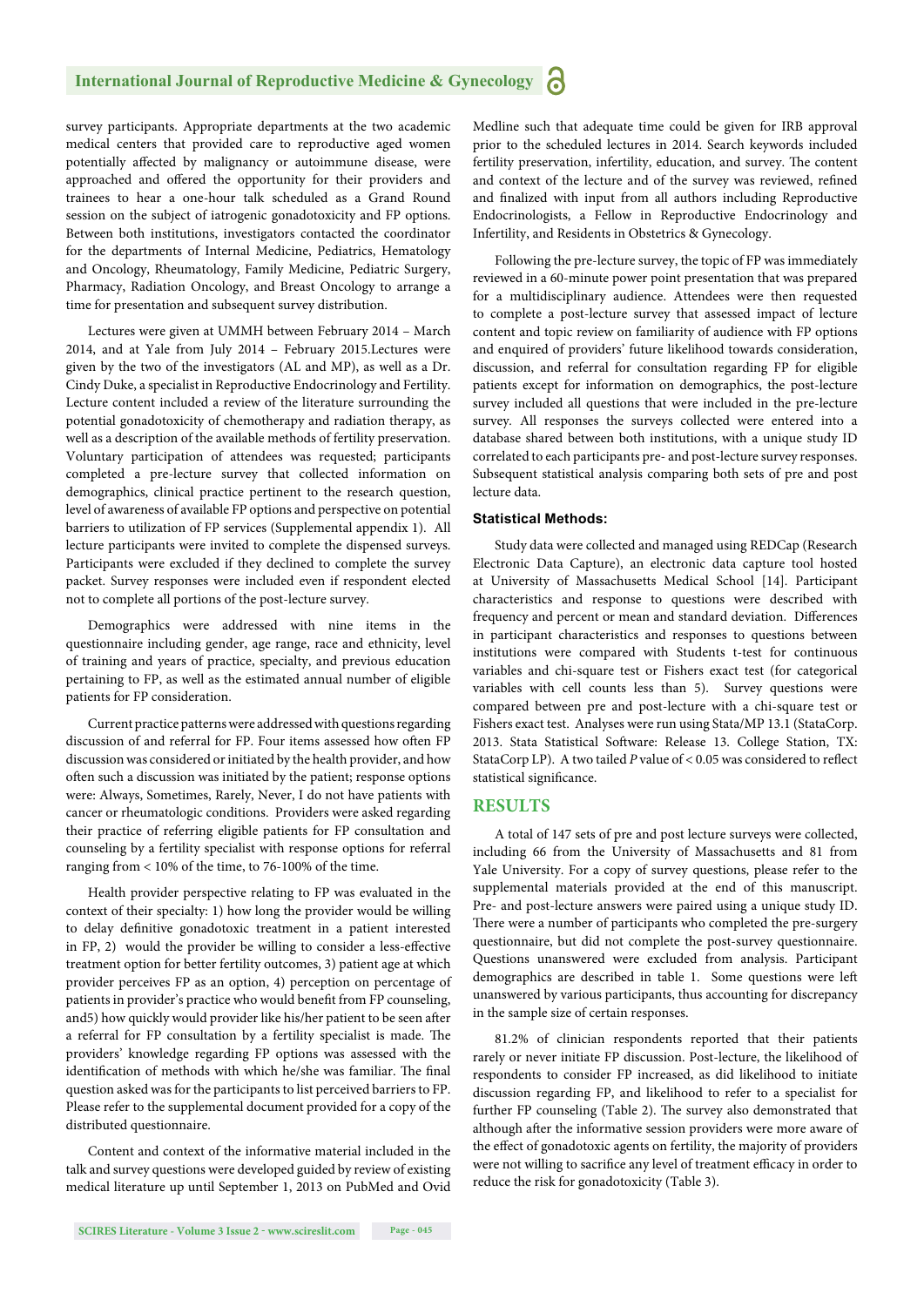survey participants. Appropriate departments at the two academic medical centers that provided care to reproductive aged women potentially affected by malignancy or autoimmune disease, were approached and offered the opportunity for their providers and trainees to hear a one-hour talk scheduled as a Grand Round session on the subject of iatrogenic gonadotoxicity and FP options. Between both institutions, investigators contacted the coordinator for the departments of Internal Medicine, Pediatrics, Hematology and Oncology, Rheumatology, Family Medicine, Pediatric Surgery, Pharmacy, Radiation Oncology, and Breast Oncology to arrange a time for presentation and subsequent survey distribution.

Lectures were given at UMMH between February 2014 – March 2014, and at Yale from July 2014 – February 2015.Lectures were given by the two of the investigators (AL and MP), as well as a Dr. Cindy Duke, a specialist in Reproductive Endocrinology and Fertility. Lecture content included a review of the literature surrounding the potential gonadotoxicity of chemotherapy and radiation therapy, as well as a description of the available methods of fertility preservation. Voluntary participation of attendees was requested; participants completed a pre-lecture survey that collected information on demographics, clinical practice pertinent to the research question, level of awareness of available FP options and perspective on potential barriers to utilization of FP services (Supplemental appendix 1). All lecture participants were invited to complete the dispensed surveys. Participants were excluded if they declined to complete the survey packet. Survey responses were included even if respondent elected not to complete all portions of the post-lecture survey.

Demographics were addressed with nine items in the questionnaire including gender, age range, race and ethnicity, level of training and years of practice, specialty, and previous education pertaining to FP, as well as the estimated annual number of eligible patients for FP consideration.

Current practice patterns were addressed with questions regarding discussion of and referral for FP. Four items assessed how often FP discussion was considered or initiated by the health provider, and how often such a discussion was initiated by the patient; response options were: Always, Sometimes, Rarely, Never, I do not have patients with cancer or rheumatologic conditions. Providers were asked regarding their practice of referring eligible patients for FP consultation and counseling by a fertility specialist with response options for referral ranging from < 10% of the time, to 76-100% of the time.

Health provider perspective relating to FP was evaluated in the context of their specialty: 1) how long the provider would be willing to delay definitive gonadotoxic treatment in a patient interested in FP, 2) would the provider be willing to consider a less-effective treatment option for better fertility outcomes, 3) patient age at which provider perceives FP as an option, 4) perception on percentage of patients in provider's practice who would benefit from FP counseling, and5) how quickly would provider like his/her patient to be seen after a referral for FP consultation by a fertility specialist is made. The providers' knowledge regarding FP options was assessed with the identification of methods with which he/she was familiar. The final question asked was for the participants to list perceived barriers to FP. Please refer to the supplemental document provided for a copy of the distributed questionnaire.

Content and context of the informative material included in the talk and survey questions were developed guided by review of existing medical literature up until September 1, 2013 on PubMed and Ovid Medline such that adequate time could be given for IRB approval prior to the scheduled lectures in 2014. Search keywords included fertility preservation, infertility, education, and survey. The content and context of the lecture and of the survey was reviewed, refined and finalized with input from all authors including Reproductive Endocrinologists, a Fellow in Reproductive Endocrinology and Infertility, and Residents in Obstetrics & Gynecology.

Following the pre-lecture survey, the topic of FP was immediately reviewed in a 60-minute power point presentation that was prepared for a multidisciplinary audience. Attendees were then requested to complete a post-lecture survey that assessed impact of lecture content and topic review on familiarity of audience with FP options and enquired of providers' future likelihood towards consideration, discussion, and referral for consultation regarding FP for eligible patients except for information on demographics, the post-lecture survey included all questions that were included in the pre-lecture survey. All responses the surveys collected were entered into a database shared between both institutions, with a unique study ID correlated to each participants pre- and post-lecture survey responses. Subsequent statistical analysis comparing both sets of pre and post lecture data.

### Statistical Methods:

Study data were collected and managed using REDCap (Research Electronic Data Capture), an electronic data capture tool hosted at University of Massachusetts Medical School [14]. Participant characteristics and response to questions were described with frequency and percent or mean and standard deviation. Differences in participant characteristics and responses to questions between institutions were compared with Students t-test for continuous variables and chi-square test or Fishers exact test (for categorical variables with cell counts less than 5). Survey questions were compared between pre and post-lecture with a chi-square test or Fishers exact test. Analyses were run using Stata/MP 13.1 (StataCorp. 2013. Stata Statistical Software: Release 13. College Station, TX: StataCorp LP). A two tailed *P* value of < 0.05 was considered to reflect statistical significance.

## RESULTS

A total of 147 sets of pre and post lecture surveys were collected, including 66 from the University of Massachusetts and 81 from Yale University. For a copy of survey questions, please refer to the supplemental materials provided at the end of this manuscript. Pre- and post-lecture answers were paired using a unique study ID. There were a number of participants who completed the pre-surgery questionnaire, but did not complete the post-survey questionnaire. Questions unanswered were excluded from analysis. Participant demographics are described in table 1. Some questions were left unanswered by various participants, thus accounting for discrepancy in the sample size of certain responses.

81.2% of clinician respondents reported that their patients rarely or never initiate FP discussion. Post-lecture, the likelihood of respondents to consider FP increased, as did likelihood to initiate discussion regarding FP, and likelihood to refer to a specialist for further FP counseling (Table 2). The survey also demonstrated that although after the informative session providers were more aware of the effect of gonadotoxic agents on fertility, the majority of providers were not willing to sacrifice any level of treatment efficacy in order to reduce the risk for gonadotoxicity (Table 3).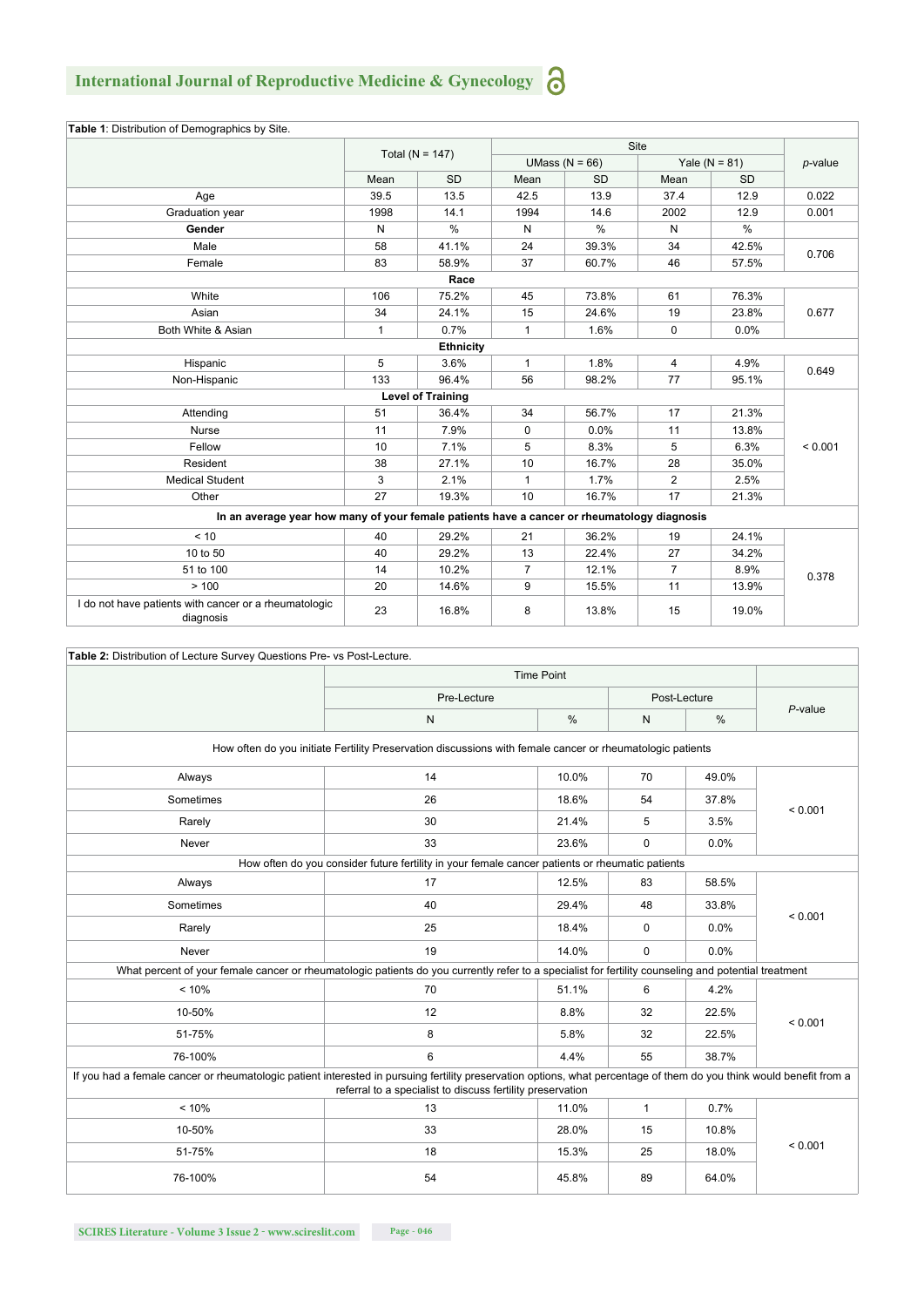**Table 1**: Distribution of Demographics by Site.

| | Total (N = 147) | | Site | | | | *p*-value |
|---|---|---|---|---|---|---|---|
| | | | UMass (N = 66) | | Yale (N = 81) | | |
| | Mean | SD | Mean | SD | Mean | SD | |
| Age | 39.5 | 13.5 | 42.5 | 13.9 | 37.4 | 12.9 | 0.022 |
| Graduation year | 1998 | 14.1 | 1994 | 14.6 | 2002 | 12.9 | 0.001 |
| **Gender** | N | % | N | % | N | % | |
| Male | 58 | 41.1% | 24 | 39.3% | 34 | 42.5% | 0.706 |
| Female | 83 | 58.9% | 37 | 60.7% | 46 | 57.5% | |
| **Race** | | | | | | | |
| White | 106 | 75.2% | 45 | 73.8% | 61 | 76.3% | 0.677 |
| Asian | 34 | 24.1% | 15 | 24.6% | 19 | 23.8% | |
| Both White & Asian | 1 | 0.7% | 1 | 1.6% | 0 | 0.0% | |
| **Ethnicity** | | | | | | | |
| Hispanic | 5 | 3.6% | 1 | 1.8% | 4 | 4.9% | 0.649 |
| Non-Hispanic | 133 | 96.4% | 56 | 98.2% | 77 | 95.1% | |
| **Level of Training** | | | | | | | |
| Attending | 51 | 36.4% | 34 | 56.7% | 17 | 21.3% | < 0.001 |
| Nurse | 11 | 7.9% | 0 | 0.0% | 11 | 13.8% | |
| Fellow | 10 | 7.1% | 5 | 8.3% | 5 | 6.3% | |
| Resident | 38 | 27.1% | 10 | 16.7% | 28 | 35.0% | |
| Medical Student | 3 | 2.1% | 1 | 1.7% | 2 | 2.5% | |
| Other | 27 | 19.3% | 10 | 16.7% | 17 | 21.3% | |
| **In an average year how many of your female patients have a cancer or rheumatology diagnosis** | | | | | | | |
| < 10 | 40 | 29.2% | 21 | 36.2% | 19 | 24.1% | 0.378 |
| 10 to 50 | 40 | 29.2% | 13 | 22.4% | 27 | 34.2% | |
| 51 to 100 | 14 | 10.2% | 7 | 12.1% | 7 | 8.9% | |
| > 100 | 20 | 14.6% | 9 | 15.5% | 11 | 13.9% | |
| I do not have patients with cancer or a rheumatologic diagnosis | 23 | 16.8% | 8 | 13.8% | 15 | 19.0% | |

**Table 2:** Distribution of Lecture Survey Questions Pre- vs Post-Lecture.

| | Time Point | | | | *P*-value |
|---|---|---|---|---|---|
| | Pre-Lecture | | Post-Lecture | | |
| | N | % | N | % | |
| How often do you initiate Fertility Preservation discussions with female cancer or rheumatologic patients | | | | | |
| Always | 14 | 10.0% | 70 | 49.0% | < 0.001 |
| Sometimes | 26 | 18.6% | 54 | 37.8% | |
| Rarely | 30 | 21.4% | 5 | 3.5% | |
| Never | 33 | 23.6% | 0 | 0.0% | |
| How often do you consider future fertility in your female cancer patients or rheumatic patients | | | | | |
| Always | 17 | 12.5% | 83 | 58.5% | < 0.001 |
| Sometimes | 40 | 29.4% | 48 | 33.8% | |
| Rarely | 25 | 18.4% | 0 | 0.0% | |
| Never | 19 | 14.0% | 0 | 0.0% | |
| What percent of your female cancer or rheumatologic patients do you currently refer to a specialist for fertility counseling and potential treatment | | | | | |
| < 10% | 70 | 51.1% | 6 | 4.2% | < 0.001 |
| 10-50% | 12 | 8.8% | 32 | 22.5% | |
| 51-75% | 8 | 5.8% | 32 | 22.5% | |
| 76-100% | 6 | 4.4% | 55 | 38.7% | |
| If you had a female cancer or rheumatologic patient interested in pursuing fertility preservation options, what percentage of them do you think would benefit from a referral to a specialist to discuss fertility preservation | | | | | |
| < 10% | 13 | 11.0% | 1 | 0.7% | < 0.001 |
| 10-50% | 33 | 28.0% | 15 | 10.8% | |
| 51-75% | 18 | 15.3% | 25 | 18.0% | |
| 76-100% | 54 | 45.8% | 89 | 64.0% | |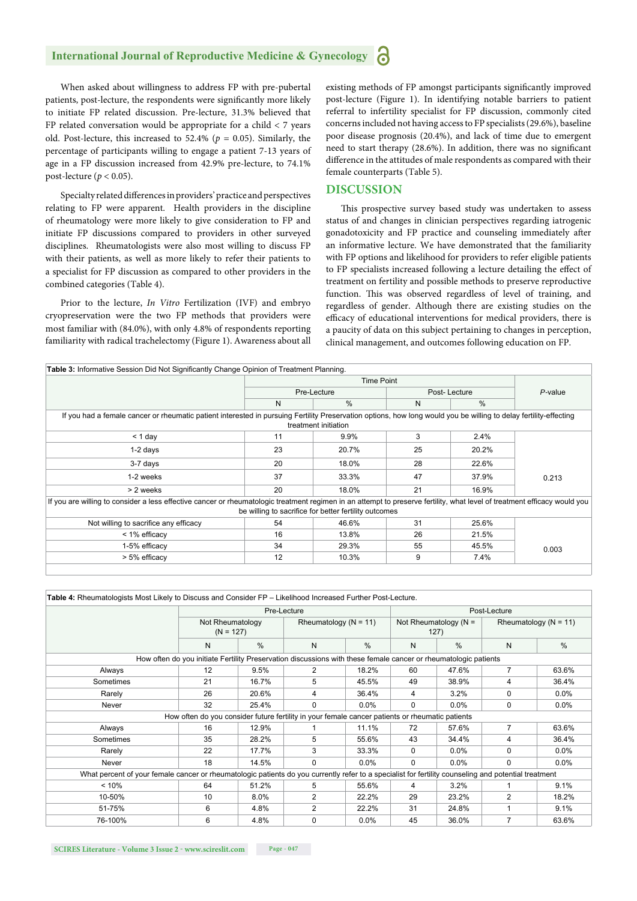When asked about willingness to address FP with pre-pubertal patients, post-lecture, the respondents were significantly more likely to initiate FP related discussion. Pre-lecture, 31.3% believed that FP related conversation would be appropriate for a child < 7 years old. Post-lecture, this increased to 52.4% ($p = 0.05$). Similarly, the percentage of participants willing to engage a patient 7-13 years of age in a FP discussion increased from 42.9% pre-lecture, to 74.1% post-lecture ($p < 0.05$).

Specialty related differences in providers' practice and perspectives relating to FP were apparent. Health providers in the discipline of rheumatology were more likely to give consideration to FP and initiate FP discussions compared to providers in other surveyed disciplines. Rheumatologists were also most willing to discuss FP with their patients, as well as more likely to refer their patients to a specialist for FP discussion as compared to other providers in the combined categories (Table 4).

Prior to the lecture, *In Vitro* Fertilization (IVF) and embryo cryopreservation were the two FP methods that providers were most familiar with (84.0%), with only 4.8% of respondents reporting familiarity with radical trachelectomy (Figure 1). Awareness about all existing methods of FP amongst participants significantly improved post-lecture (Figure 1). In identifying notable barriers to patient referral to infertility specialist for FP discussion, commonly cited concerns included not having access to FP specialists (29.6%), baseline poor disease prognosis (20.4%), and lack of time due to emergent need to start therapy (28.6%). In addition, there was no significant difference in the attitudes of male respondents as compared with their female counterparts (Table 5).

## DISCUSSION

This prospective survey based study was undertaken to assess status of and changes in clinician perspectives regarding iatrogenic gonadotoxicity and FP practice and counseling immediately after an informative lecture. We have demonstrated that the familiarity with FP options and likelihood for providers to refer eligible patients to FP specialists increased following a lecture detailing the effect of treatment on fertility and possible methods to preserve reproductive function. This was observed regardless of level of training, and regardless of gender. Although there are existing studies on the efficacy of educational interventions for medical providers, there is a paucity of data on this subject pertaining to changes in perception, clinical management, and outcomes following education on FP.

**Table 3:** Informative Session Did Not Significantly Change Opinion of Treatment Planning.

| | Time Point | | | | *P*-value |
|---|---|---|---|---|---|
| | Pre-Lecture | | Post- Lecture | | |
| | N | % | N | % | |
| If you had a female cancer or rheumatic patient interested in pursuing Fertility Preservation options, how long would you be willing to delay fertility-effecting treatment initiation | | | | | |
| < 1 day | 11 | 9.9% | 3 | 2.4% | 0.213 |
| 1-2 days | 23 | 20.7% | 25 | 20.2% | |
| 3-7 days | 20 | 18.0% | 28 | 22.6% | |
| 1-2 weeks | 37 | 33.3% | 47 | 37.9% | |
| > 2 weeks | 20 | 18.0% | 21 | 16.9% | |
| If you are willing to consider a less effective cancer or rheumatologic treatment regimen in an attempt to preserve fertility, what level of treatment efficacy would you be willing to sacrifice for better fertility outcomes | | | | | |
| Not willing to sacrifice any efficacy | 54 | 46.6% | 31 | 25.6% | 0.003 |
| < 1% efficacy | 16 | 13.8% | 26 | 21.5% | |
| 1-5% efficacy | 34 | 29.3% | 55 | 45.5% | |
| > 5% efficacy | 12 | 10.3% | 9 | 7.4% | |

**Table 4:** Rheumatologists Most Likely to Discuss and Consider FP – Likelihood Increased Further Post-Lecture.

| | Pre-Lecture | | | | Post-Lecture | | | |
|---|---|---|---|---|---|---|---|---|
| | Not Rheumatology (N = 127) | | Rheumatology (N = 11) | | Not Rheumatology (N = 127) | | Rheumatology (N = 11) | |
| | N | % | N | % | N | % | N | % |
| How often do you initiate Fertility Preservation discussions with these female cancer or rheumatologic patients | | | | | | | | |
| Always | 12 | 9.5% | 2 | 18.2% | 60 | 47.6% | 7 | 63.6% |
| Sometimes | 21 | 16.7% | 5 | 45.5% | 49 | 38.9% | 4 | 36.4% |
| Rarely | 26 | 20.6% | 4 | 36.4% | 4 | 3.2% | 0 | 0.0% |
| Never | 32 | 25.4% | 0 | 0.0% | 0 | 0.0% | 0 | 0.0% |
| How often do you consider future fertility in your female cancer patients or rheumatic patients | | | | | | | | |
| Always | 16 | 12.9% | 1 | 11.1% | 72 | 57.6% | 7 | 63.6% |
| Sometimes | 35 | 28.2% | 5 | 55.6% | 43 | 34.4% | 4 | 36.4% |
| Rarely | 22 | 17.7% | 3 | 33.3% | 0 | 0.0% | 0 | 0.0% |
| Never | 18 | 14.5% | 0 | 0.0% | 0 | 0.0% | 0 | 0.0% |
| What percent of your female cancer or rheumatologic patients do you currently refer to a specialist for fertility counseling and potential treatment | | | | | | | | |
| < 10% | 64 | 51.2% | 5 | 55.6% | 4 | 3.2% | 1 | 9.1% |
| 10-50% | 10 | 8.0% | 2 | 22.2% | 29 | 23.2% | 2 | 18.2% |
| 51-75% | 6 | 4.8% | 2 | 22.2% | 31 | 24.8% | 1 | 9.1% |
| 76-100% | 6 | 4.8% | 0 | 0.0% | 45 | 36.0% | 7 | 63.6% |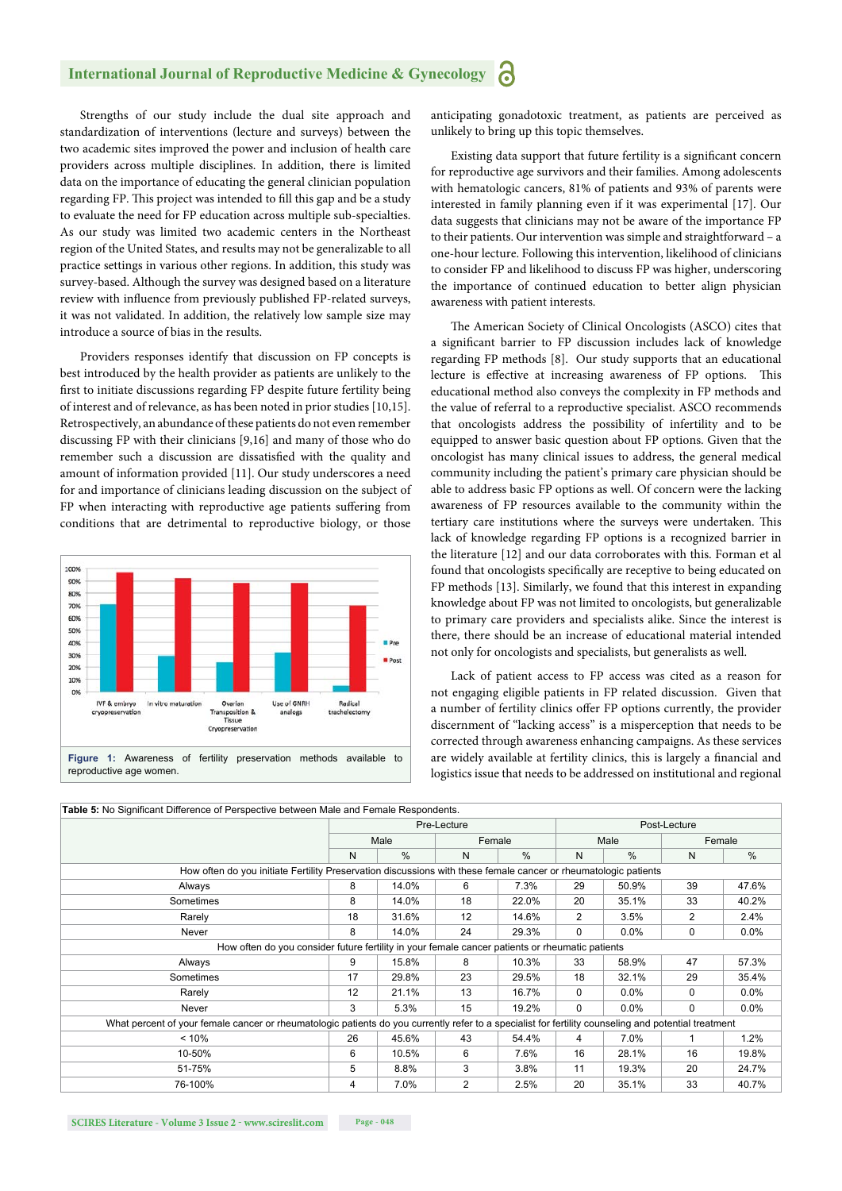Strengths of our study include the dual site approach and standardization of interventions (lecture and surveys) between the two academic sites improved the power and inclusion of health care providers across multiple disciplines. In addition, there is limited data on the importance of educating the general clinician population regarding FP. This project was intended to fill this gap and be a study to evaluate the need for FP education across multiple sub-specialties. As our study was limited two academic centers in the Northeast region of the United States, and results may not be generalizable to all practice settings in various other regions. In addition, this study was survey-based. Although the survey was designed based on a literature review with influence from previously published FP-related surveys, it was not validated. In addition, the relatively low sample size may introduce a source of bias in the results.

Providers responses identify that discussion on FP concepts is best introduced by the health provider as patients are unlikely to the first to initiate discussions regarding FP despite future fertility being of interest and of relevance, as has been noted in prior studies [10,15]. Retrospectively, an abundance of these patients do not even remember discussing FP with their clinicians [9,16] and many of those who do remember such a discussion are dissatisfied with the quality and amount of information provided [11]. Our study underscores a need for and importance of clinicians leading discussion on the subject of FP when interacting with reproductive age patients suffering from conditions that are detrimental to reproductive biology, or those anticipating gonadotoxic treatment, as patients are perceived as unlikely to bring up this topic themselves.

100%
90%
80%
70%
60%
50%
40%
30%
20%
10%
0%

IVF & embryo cryopreservation
In vitro maturation
Ovarian Transposition & Tissue Cryopreservation
Use of GNRH analogs
Radical trachelectomy

Pre
Post

**Figure 1:** Awareness of fertility preservation methods available to reproductive age women.

Existing data support that future fertility is a significant concern for reproductive age survivors and their families. Among adolescents with hematologic cancers, 81% of patients and 93% of parents were interested in family planning even if it was experimental [17]. Our data suggests that clinicians may not be aware of the importance FP to their patients. Our intervention was simple and straightforward – a one-hour lecture. Following this intervention, likelihood of clinicians to consider FP and likelihood to discuss FP was higher, underscoring the importance of continued education to better align physician awareness with patient interests.

The American Society of Clinical Oncologists (ASCO) cites that a significant barrier to FP discussion includes lack of knowledge regarding FP methods [8]. Our study supports that an educational lecture is effective at increasing awareness of FP options. This educational method also conveys the complexity in FP methods and the value of referral to a reproductive specialist. ASCO recommends that oncologists address the possibility of infertility and to be equipped to answer basic question about FP options. Given that the oncologist has many clinical issues to address, the general medical community including the patient's primary care physician should be able to address basic FP options as well. Of concern were the lacking awareness of FP resources available to the community within the tertiary care institutions where the surveys were undertaken. This lack of knowledge regarding FP options is a recognized barrier in the literature [12] and our data corroborates with this. Forman et al found that oncologists specifically are receptive to being educated on FP methods [13]. Similarly, we found that this interest in expanding knowledge about FP was not limited to oncologists, but generalizable to primary care providers and specialists alike. Since the interest is there, there should be an increase of educational material intended not only for oncologists and specialists, but generalists as well.

Lack of patient access to FP access was cited as a reason for not engaging eligible patients in FP related discussion. Given that a number of fertility clinics offer FP options currently, the provider discernment of "lacking access" is a misperception that needs to be corrected through awareness enhancing campaigns. As these services are widely available at fertility clinics, this is largely a financial and logistics issue that needs to be addressed on institutional and regional

**Table 5:** No Significant Difference of Perspective between Male and Female Respondents.

| | Pre-Lecture | | | | Post-Lecture | | | |
|---|---|---|---|---|---|---|---|---|
| | Male | | Female | | Male | | Female | |
| | N | % | N | % | N | % | N | % |
| How often do you initiate Fertility Preservation discussions with these female cancer or rheumatologic patients | | | | | | | | |
| Always | 8 | 14.0% | 6 | 7.3% | 29 | 50.9% | 39 | 47.6% |
| Sometimes | 8 | 14.0% | 18 | 22.0% | 20 | 35.1% | 33 | 40.2% |
| Rarely | 18 | 31.6% | 12 | 14.6% | 2 | 3.5% | 2 | 2.4% |
| Never | 8 | 14.0% | 24 | 29.3% | 0 | 0.0% | 0 | 0.0% |
| How often do you consider future fertility in your female cancer patients or rheumatic patients | | | | | | | | |
| Always | 9 | 15.8% | 8 | 10.3% | 33 | 58.9% | 47 | 57.3% |
| Sometimes | 17 | 29.8% | 23 | 29.5% | 18 | 32.1% | 29 | 35.4% |
| Rarely | 12 | 21.1% | 13 | 16.7% | 0 | 0.0% | 0 | 0.0% |
| Never | 3 | 5.3% | 15 | 19.2% | 0 | 0.0% | 0 | 0.0% |
| What percent of your female cancer or rheumatologic patients do you currently refer to a specialist for fertility counseling and potential treatment | | | | | | | | |
| < 10% | 26 | 45.6% | 43 | 54.4% | 4 | 7.0% | 1 | 1.2% |
| 10-50% | 6 | 10.5% | 6 | 7.6% | 16 | 28.1% | 16 | 19.8% |
| 51-75% | 5 | 8.8% | 3 | 3.8% | 11 | 19.3% | 20 | 24.7% |
| 76-100% | 4 | 7.0% | 2 | 2.5% | 20 | 35.1% | 33 | 40.7% |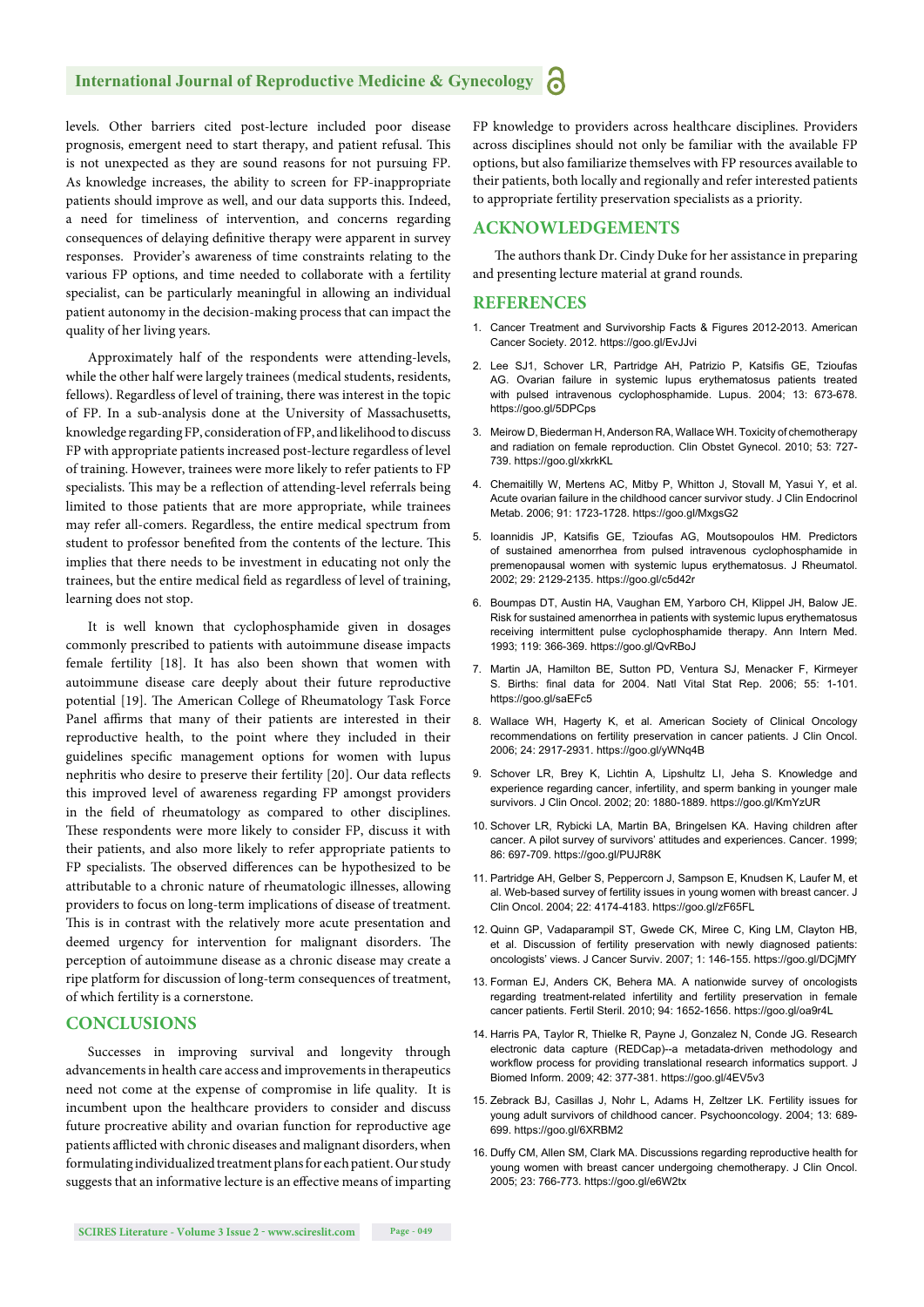levels. Other barriers cited post-lecture included poor disease prognosis, emergent need to start therapy, and patient refusal. This is not unexpected as they are sound reasons for not pursuing FP. As knowledge increases, the ability to screen for FP-inappropriate patients should improve as well, and our data supports this. Indeed, a need for timeliness of intervention, and concerns regarding consequences of delaying definitive therapy were apparent in survey responses. Provider's awareness of time constraints relating to the various FP options, and time needed to collaborate with a fertility specialist, can be particularly meaningful in allowing an individual patient autonomy in the decision-making process that can impact the quality of her living years.

Approximately half of the respondents were attending-levels, while the other half were largely trainees (medical students, residents, fellows). Regardless of level of training, there was interest in the topic of FP. In a sub-analysis done at the University of Massachusetts, knowledge regarding FP, consideration of FP, and likelihood to discuss FP with appropriate patients increased post-lecture regardless of level of training. However, trainees were more likely to refer patients to FP specialists. This may be a reflection of attending-level referrals being limited to those patients that are more appropriate, while trainees may refer all-comers. Regardless, the entire medical spectrum from student to professor benefited from the contents of the lecture. This implies that there needs to be investment in educating not only the trainees, but the entire medical field as regardless of level of training, learning does not stop.

It is well known that cyclophosphamide given in dosages commonly prescribed to patients with autoimmune disease impacts female fertility [18]. It has also been shown that women with autoimmune disease care deeply about their future reproductive potential [19]. The American College of Rheumatology Task Force Panel affirms that many of their patients are interested in their reproductive health, to the point where they included in their guidelines specific management options for women with lupus nephritis who desire to preserve their fertility [20]. Our data reflects this improved level of awareness regarding FP amongst providers in the field of rheumatology as compared to other disciplines. These respondents were more likely to consider FP, discuss it with their patients, and also more likely to refer appropriate patients to FP specialists. The observed differences can be hypothesized to be attributable to a chronic nature of rheumatologic illnesses, allowing providers to focus on long-term implications of disease of treatment. This is in contrast with the relatively more acute presentation and deemed urgency for intervention for malignant disorders. The perception of autoimmune disease as a chronic disease may create a ripe platform for discussion of long-term consequences of treatment, of which fertility is a cornerstone.

## CONCLUSIONS

Successes in improving survival and longevity through advancements in health care access and improvements in therapeutics need not come at the expense of compromise in life quality. It is incumbent upon the healthcare providers to consider and discuss future procreative ability and ovarian function for reproductive age patients afflicted with chronic diseases and malignant disorders, when formulating individualized treatment plans for each patient. Our study suggests that an informative lecture is an effective means of imparting FP knowledge to providers across healthcare disciplines. Providers across disciplines should not only be familiar with the available FP options, but also familiarize themselves with FP resources available to their patients, both locally and regionally and refer interested patients to appropriate fertility preservation specialists as a priority.

## ACKNOWLEDGEMENTS

The authors thank Dr. Cindy Duke for her assistance in preparing and presenting lecture material at grand rounds.

## REFERENCES

1. Cancer Treatment and Survivorship Facts & Figures 2012-2013. American Cancer Society. 2012. https://goo.gl/EvJJvi
2. Lee SJ1, Schover LR, Partridge AH, Patrizio P, Katsifis GE, Tzioufas AG. Ovarian failure in systemic lupus erythematosus patients treated with pulsed intravenous cyclophosphamide. Lupus. 2004; 13: 673-678. https://goo.gl/5DPCps
3. Meirow D, Biederman H, Anderson RA, Wallace WH. Toxicity of chemotherapy and radiation on female reproduction. Clin Obstet Gynecol. 2010; 53: 727-739. https://goo.gl/xkrkKL
4. Chemaitilly W, Mertens AC, Mitby P, Whitton J, Stovall M, Yasui Y, et al. Acute ovarian failure in the childhood cancer survivor study. J Clin Endocrinol Metab. 2006; 91: 1723-1728. https://goo.gl/MxgsG2
5. Ioannidis JP, Katsifis GE, Tzioufas AG, Moutsopoulos HM. Predictors of sustained amenorrhea from pulsed intravenous cyclophosphamide in premenopausal women with systemic lupus erythematosus. J Rheumatol. 2002; 29: 2129-2135. https://goo.gl/c5d42r
6. Boumpas DT, Austin HA, Vaughan EM, Yarboro CH, Klippel JH, Balow JE. Risk for sustained amenorrhea in patients with systemic lupus erythematosus receiving intermittent pulse cyclophosphamide therapy. Ann Intern Med. 1993; 119: 366-369. https://goo.gl/QvRBoJ
7. Martin JA, Hamilton BE, Sutton PD, Ventura SJ, Menacker F, Kirmeyer S. Births: final data for 2004. Natl Vital Stat Rep. 2006; 55: 1-101. https://goo.gl/saEFc5
8. Wallace WH, Hagerty K, et al. American Society of Clinical Oncology recommendations on fertility preservation in cancer patients. J Clin Oncol. 2006; 24: 2917-2931. https://goo.gl/yWNq4B
9. Schover LR, Brey K, Lichtin A, Lipshultz LI, Jeha S. Knowledge and experience regarding cancer, infertility, and sperm banking in younger male survivors. J Clin Oncol. 2002; 20: 1880-1889. https://goo.gl/KmYzUR
10. Schover LR, Rybicki LA, Martin BA, Bringelsen KA. Having children after cancer. A pilot survey of survivors' attitudes and experiences. Cancer. 1999; 86: 697-709. https://goo.gl/PUJR8K
11. Partridge AH, Gelber S, Peppercorn J, Sampson E, Knudsen K, Laufer M, et al. Web-based survey of fertility issues in young women with breast cancer. J Clin Oncol. 2004; 22: 4174-4183. https://goo.gl/zF65FL
12. Quinn GP, Vadaparampil ST, Gwede CK, Miree C, King LM, Clayton HB, et al. Discussion of fertility preservation with newly diagnosed patients: oncologists' views. J Cancer Surviv. 2007; 1: 146-155. https://goo.gl/DCjMfY
13. Forman EJ, Anders CK, Behera MA. A nationwide survey of oncologists regarding treatment-related infertility and fertility preservation in female cancer patients. Fertil Steril. 2010; 94: 1652-1656. https://goo.gl/oa9r4L
14. Harris PA, Taylor R, Thielke R, Payne J, Gonzalez N, Conde JG. Research electronic data capture (REDCap)--a metadata-driven methodology and workflow process for providing translational research informatics support. J Biomed Inform. 2009; 42: 377-381. https://goo.gl/4EV5v3
15. Zebrack BJ, Casillas J, Nohr L, Adams H, Zeltzer LK. Fertility issues for young adult survivors of childhood cancer. Psychooncology. 2004; 13: 689-699. https://goo.gl/6XRBM2
16. Duffy CM, Allen SM, Clark MA. Discussions regarding reproductive health for young women with breast cancer undergoing chemotherapy. J Clin Oncol. 2005; 23: 766-773. https://goo.gl/e6W2tx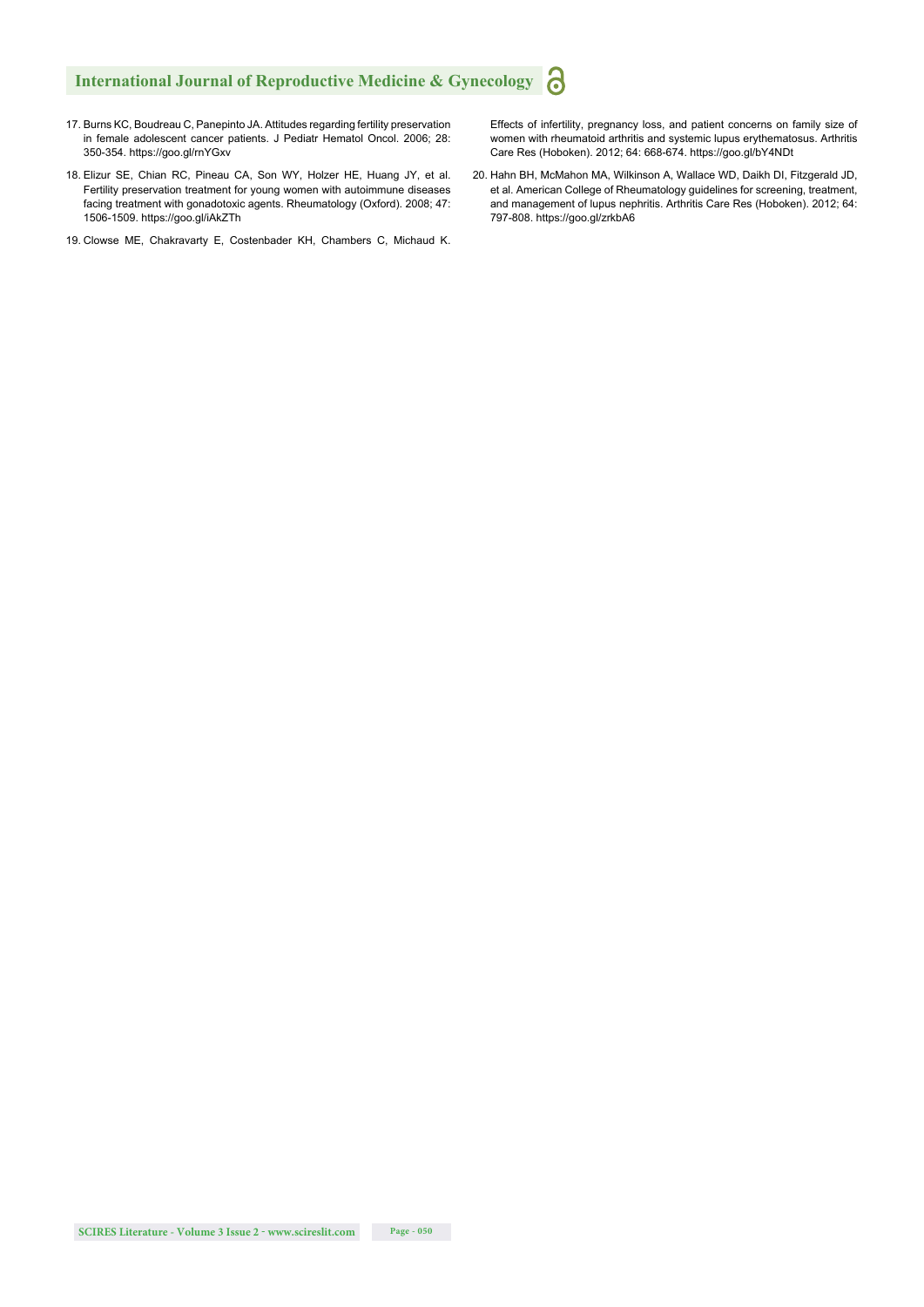17. Burns KC, Boudreau C, Panepinto JA. Attitudes regarding fertility preservation in female adolescent cancer patients. J Pediatr Hematol Oncol. 2006; 28: 350-354. https://goo.gl/rnYGxv

18. Elizur SE, Chian RC, Pineau CA, Son WY, Holzer HE, Huang JY, et al. Fertility preservation treatment for young women with autoimmune diseases facing treatment with gonadotoxic agents. Rheumatology (Oxford). 2008; 47: 1506-1509. https://goo.gl/iAkZTh

19. Clowse ME, Chakravarty E, Costenbader KH, Chambers C, Michaud K. Effects of infertility, pregnancy loss, and patient concerns on family size of women with rheumatoid arthritis and systemic lupus erythematosus. Arthritis Care Res (Hoboken). 2012; 64: 668-674. https://goo.gl/bY4NDt

20. Hahn BH, McMahon MA, Wilkinson A, Wallace WD, Daikh DI, Fitzgerald JD, et al. American College of Rheumatology guidelines for screening, treatment, and management of lupus nephritis. Arthritis Care Res (Hoboken). 2012; 64: 797-808. https://goo.gl/zrkbA6